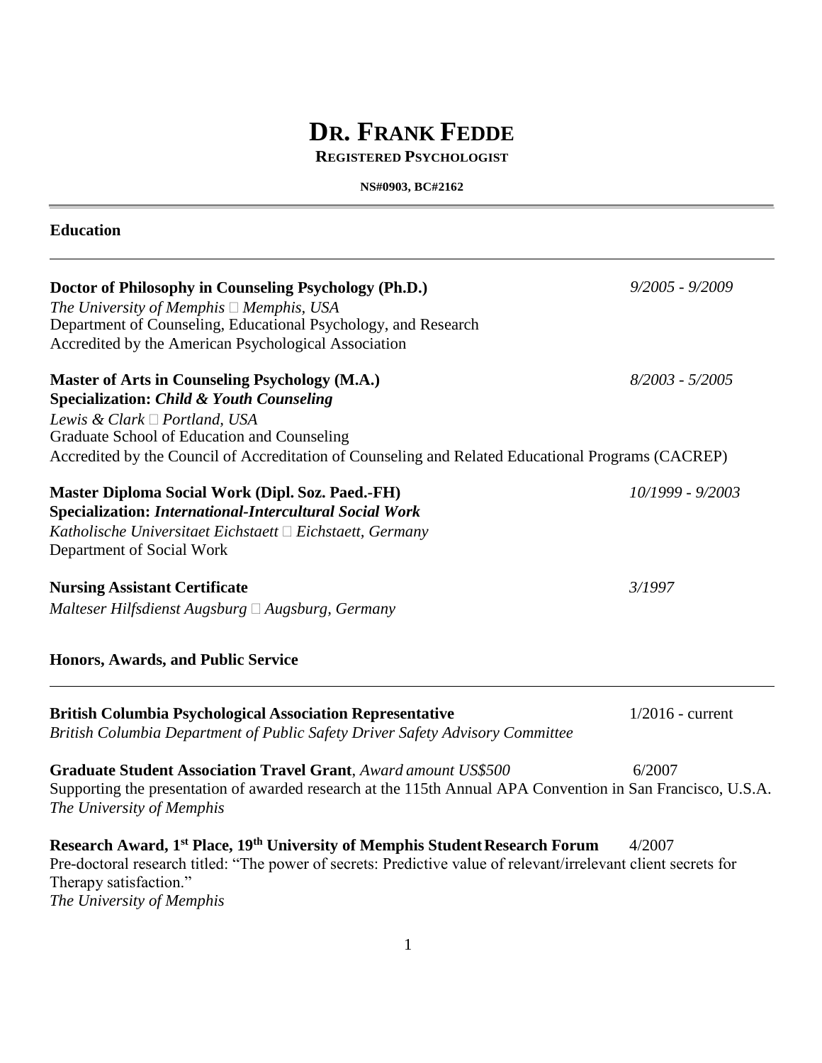# Dr. Frank Fedde

**Registered Psychologist**

**NS#0903, BC#2162**

## Education

**Doctor of Philosophy in Counseling Psychology (Ph.D.)** *9/2005 - 9/2009*
*The University of Memphis  Memphis, USA*
Department of Counseling, Educational Psychology, and Research
Accredited by the American Psychological Association

**Master of Arts in Counseling Psychology (M.A.)** *8/2003 - 5/2005*
**Specialization: *Child & Youth Counseling***
*Lewis & Clark  Portland, USA*
Graduate School of Education and Counseling
Accredited by the Council of Accreditation of Counseling and Related Educational Programs (CACREP)

**Master Diploma Social Work (Dipl. Soz. Paed.-FH)** *10/1999 - 9/2003*
**Specialization: *International-Intercultural Social Work***
*Katholische Universitaet Eichstaett  Eichstaett, Germany*
Department of Social Work

**Nursing Assistant Certificate** *3/1997*
*Malteser Hilfsdienst Augsburg  Augsburg, Germany*

## Honors, Awards, and Public Service

**British Columbia Psychological Association Representative** 1/2016 - current
*British Columbia Department of Public Safety Driver Safety Advisory Committee*

**Graduate Student Association Travel Grant**, *Award amount US$500* 6/2007
Supporting the presentation of awarded research at the 115th Annual APA Convention in San Francisco, U.S.A.
*The University of Memphis*

**Research Award, 1st Place, 19th University of Memphis Student Research Forum** 4/2007
Pre-doctoral research titled: "The power of secrets: Predictive value of relevant/irrelevant client secrets for Therapy satisfaction."
*The University of Memphis*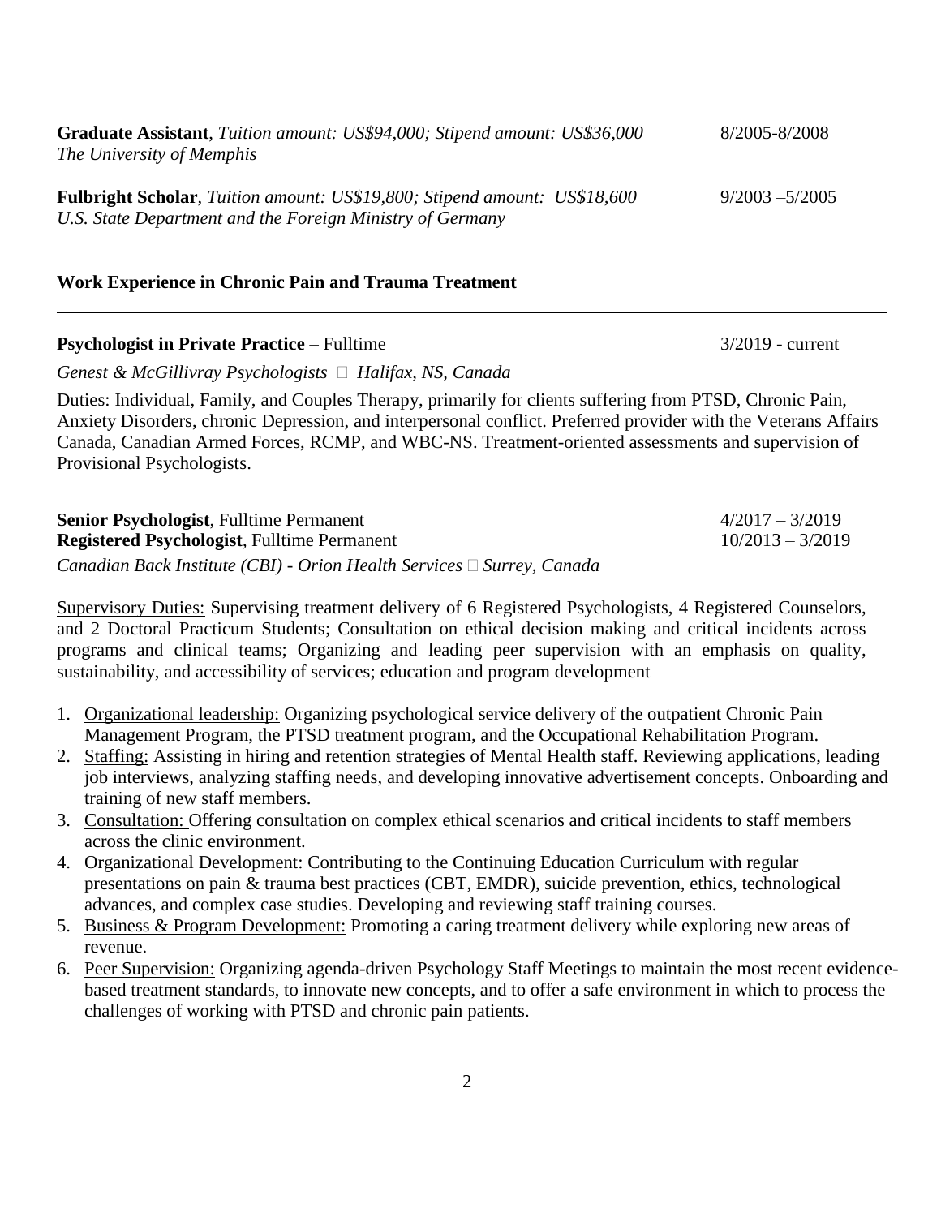**Graduate Assistant**, *Tuition amount: US$94,000; Stipend amount: US$36,000* 8/2005-8/2008
*The University of Memphis*

**Fulbright Scholar**, *Tuition amount: US$19,800; Stipend amount: US$18,600* 9/2003 –5/2005
*U.S. State Department and the Foreign Ministry of Germany*

## Work Experience in Chronic Pain and Trauma Treatment

---

**Psychologist in Private Practice** – Fulltime 3/2019 - current

*Genest & McGillivray Psychologists  Halifax, NS, Canada*

Duties: Individual, Family, and Couples Therapy, primarily for clients suffering from PTSD, Chronic Pain, Anxiety Disorders, chronic Depression, and interpersonal conflict. Preferred provider with the Veterans Affairs Canada, Canadian Armed Forces, RCMP, and WBC-NS. Treatment-oriented assessments and supervision of Provisional Psychologists.

**Senior Psychologist**, Fulltime Permanent 4/2017 – 3/2019
**Registered Psychologist**, Fulltime Permanent 10/2013 – 3/2019
*Canadian Back Institute (CBI) - Orion Health Services  Surrey, Canada*

Supervisory Duties: Supervising treatment delivery of 6 Registered Psychologists, 4 Registered Counselors, and 2 Doctoral Practicum Students; Consultation on ethical decision making and critical incidents across programs and clinical teams; Organizing and leading peer supervision with an emphasis on quality, sustainability, and accessibility of services; education and program development

1. Organizational leadership: Organizing psychological service delivery of the outpatient Chronic Pain Management Program, the PTSD treatment program, and the Occupational Rehabilitation Program.
2. Staffing: Assisting in hiring and retention strategies of Mental Health staff. Reviewing applications, leading job interviews, analyzing staffing needs, and developing innovative advertisement concepts. Onboarding and training of new staff members.
3. Consultation: Offering consultation on complex ethical scenarios and critical incidents to staff members across the clinic environment.
4. Organizational Development: Contributing to the Continuing Education Curriculum with regular presentations on pain & trauma best practices (CBT, EMDR), suicide prevention, ethics, technological advances, and complex case studies. Developing and reviewing staff training courses.
5. Business & Program Development: Promoting a caring treatment delivery while exploring new areas of revenue.
6. Peer Supervision: Organizing agenda-driven Psychology Staff Meetings to maintain the most recent evidence-based treatment standards, to innovate new concepts, and to offer a safe environment in which to process the challenges of working with PTSD and chronic pain patients.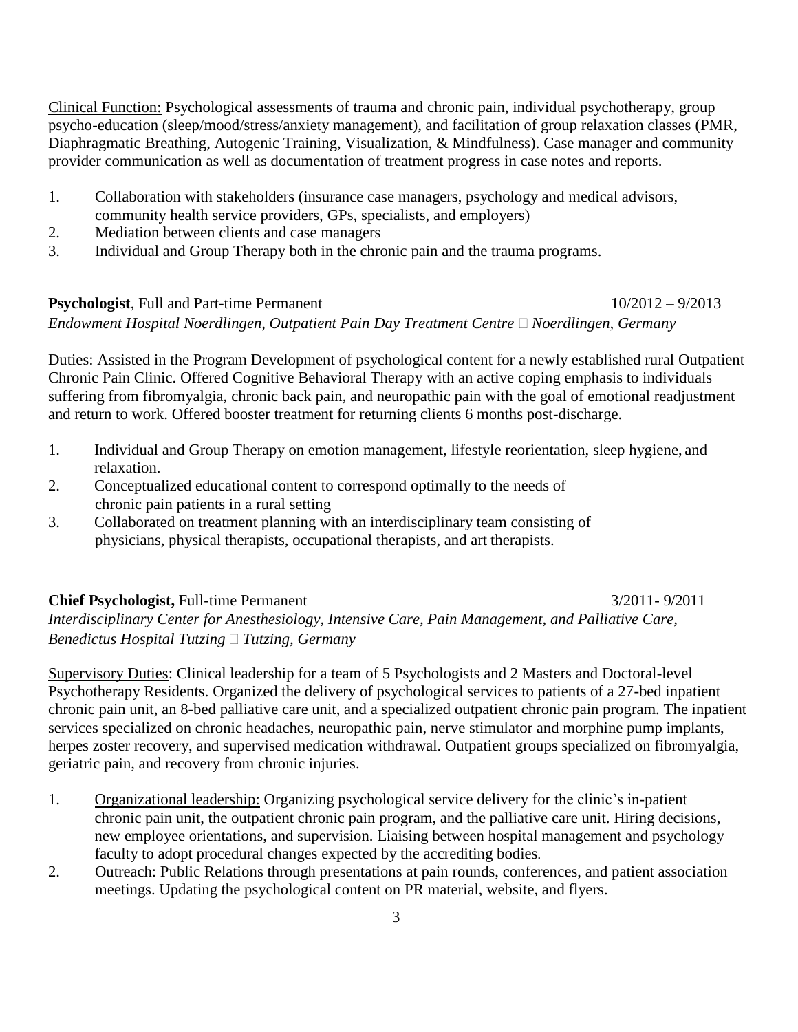Clinical Function: Psychological assessments of trauma and chronic pain, individual psychotherapy, group psycho-education (sleep/mood/stress/anxiety management), and facilitation of group relaxation classes (PMR, Diaphragmatic Breathing, Autogenic Training, Visualization, & Mindfulness). Case manager and community provider communication as well as documentation of treatment progress in case notes and reports.

1. Collaboration with stakeholders (insurance case managers, psychology and medical advisors, community health service providers, GPs, specialists, and employers)
2. Mediation between clients and case managers
3. Individual and Group Therapy both in the chronic pain and the trauma programs.

**Psychologist**, Full and Part-time Permanent 10/2012 – 9/2013
*Endowment Hospital Noerdlingen, Outpatient Pain Day Treatment Centre  Noerdlingen, Germany*

Duties: Assisted in the Program Development of psychological content for a newly established rural Outpatient Chronic Pain Clinic. Offered Cognitive Behavioral Therapy with an active coping emphasis to individuals suffering from fibromyalgia, chronic back pain, and neuropathic pain with the goal of emotional readjustment and return to work. Offered booster treatment for returning clients 6 months post-discharge.

1. Individual and Group Therapy on emotion management, lifestyle reorientation, sleep hygiene, and relaxation.
2. Conceptualized educational content to correspond optimally to the needs of chronic pain patients in a rural setting
3. Collaborated on treatment planning with an interdisciplinary team consisting of physicians, physical therapists, occupational therapists, and art therapists.

**Chief Psychologist,** Full-time Permanent 3/2011- 9/2011
*Interdisciplinary Center for Anesthesiology, Intensive Care, Pain Management, and Palliative Care, Benedictus Hospital Tutzing  Tutzing, Germany*

Supervisory Duties: Clinical leadership for a team of 5 Psychologists and 2 Masters and Doctoral-level Psychotherapy Residents. Organized the delivery of psychological services to patients of a 27-bed inpatient chronic pain unit, an 8-bed palliative care unit, and a specialized outpatient chronic pain program. The inpatient services specialized on chronic headaches, neuropathic pain, nerve stimulator and morphine pump implants, herpes zoster recovery, and supervised medication withdrawal. Outpatient groups specialized on fibromyalgia, geriatric pain, and recovery from chronic injuries.

1. Organizational leadership: Organizing psychological service delivery for the clinic's in-patient chronic pain unit, the outpatient chronic pain program, and the palliative care unit. Hiring decisions, new employee orientations, and supervision. Liaising between hospital management and psychology faculty to adopt procedural changes expected by the accrediting bodies.
2. Outreach: Public Relations through presentations at pain rounds, conferences, and patient association meetings. Updating the psychological content on PR material, website, and flyers.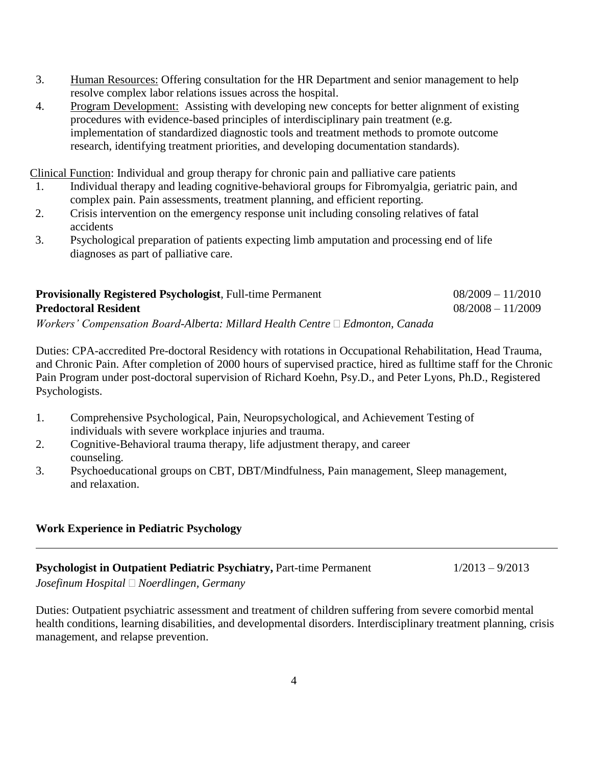3. Human Resources: Offering consultation for the HR Department and senior management to help resolve complex labor relations issues across the hospital.
4. Program Development: Assisting with developing new concepts for better alignment of existing procedures with evidence-based principles of interdisciplinary pain treatment (e.g. implementation of standardized diagnostic tools and treatment methods to promote outcome research, identifying treatment priorities, and developing documentation standards).

Clinical Function: Individual and group therapy for chronic pain and palliative care patients

1. Individual therapy and leading cognitive-behavioral groups for Fibromyalgia, geriatric pain, and complex pain. Pain assessments, treatment planning, and efficient reporting.
2. Crisis intervention on the emergency response unit including consoling relatives of fatal accidents
3. Psychological preparation of patients expecting limb amputation and processing end of life diagnoses as part of palliative care.

**Provisionally Registered Psychologist**, Full-time Permanent 08/2009 – 11/2010
**Predoctoral Resident** 08/2008 – 11/2009
*Workers' Compensation Board-Alberta: Millard Health Centre  Edmonton, Canada*

Duties: CPA-accredited Pre-doctoral Residency with rotations in Occupational Rehabilitation, Head Trauma, and Chronic Pain. After completion of 2000 hours of supervised practice, hired as fulltime staff for the Chronic Pain Program under post-doctoral supervision of Richard Koehn, Psy.D., and Peter Lyons, Ph.D., Registered Psychologists.

1. Comprehensive Psychological, Pain, Neuropsychological, and Achievement Testing of individuals with severe workplace injuries and trauma.
2. Cognitive-Behavioral trauma therapy, life adjustment therapy, and career counseling.
3. Psychoeducational groups on CBT, DBT/Mindfulness, Pain management, Sleep management, and relaxation.

## Work Experience in Pediatric Psychology

---

**Psychologist in Outpatient Pediatric Psychiatry,** Part-time Permanent 1/2013 – 9/2013
*Josefinum Hospital  Noerdlingen, Germany*

Duties: Outpatient psychiatric assessment and treatment of children suffering from severe comorbid mental health conditions, learning disabilities, and developmental disorders. Interdisciplinary treatment planning, crisis management, and relapse prevention.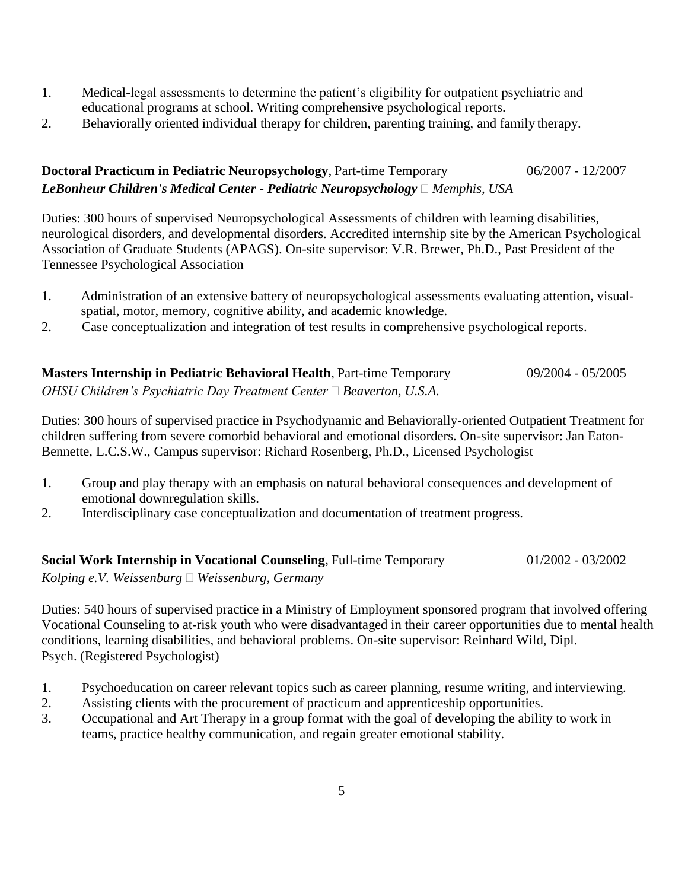1. Medical-legal assessments to determine the patient's eligibility for outpatient psychiatric and educational programs at school. Writing comprehensive psychological reports.
2. Behaviorally oriented individual therapy for children, parenting training, and family therapy.

**Doctoral Practicum in Pediatric Neuropsychology**, Part-time Temporary 06/2007 - 12/2007
***LeBonheur Children's Medical Center - Pediatric Neuropsychology*** *Memphis, USA*

Duties: 300 hours of supervised Neuropsychological Assessments of children with learning disabilities, neurological disorders, and developmental disorders. Accredited internship site by the American Psychological Association of Graduate Students (APAGS). On-site supervisor: V.R. Brewer, Ph.D., Past President of the Tennessee Psychological Association

1. Administration of an extensive battery of neuropsychological assessments evaluating attention, visual-spatial, motor, memory, cognitive ability, and academic knowledge.
2. Case conceptualization and integration of test results in comprehensive psychological reports.

**Masters Internship in Pediatric Behavioral Health**, Part-time Temporary 09/2004 - 05/2005
*OHSU Children's Psychiatric Day Treatment Center* *Beaverton, U.S.A.*

Duties: 300 hours of supervised practice in Psychodynamic and Behaviorally-oriented Outpatient Treatment for children suffering from severe comorbid behavioral and emotional disorders. On-site supervisor: Jan Eaton-Bennette, L.C.S.W., Campus supervisor: Richard Rosenberg, Ph.D., Licensed Psychologist

1. Group and play therapy with an emphasis on natural behavioral consequences and development of emotional downregulation skills.
2. Interdisciplinary case conceptualization and documentation of treatment progress.

**Social Work Internship in Vocational Counseling**, Full-time Temporary 01/2002 - 03/2002
*Kolping e.V. Weissenburg* *Weissenburg, Germany*

Duties: 540 hours of supervised practice in a Ministry of Employment sponsored program that involved offering Vocational Counseling to at-risk youth who were disadvantaged in their career opportunities due to mental health conditions, learning disabilities, and behavioral problems. On-site supervisor: Reinhard Wild, Dipl. Psych. (Registered Psychologist)

1. Psychoeducation on career relevant topics such as career planning, resume writing, and interviewing.
2. Assisting clients with the procurement of practicum and apprenticeship opportunities.
3. Occupational and Art Therapy in a group format with the goal of developing the ability to work in teams, practice healthy communication, and regain greater emotional stability.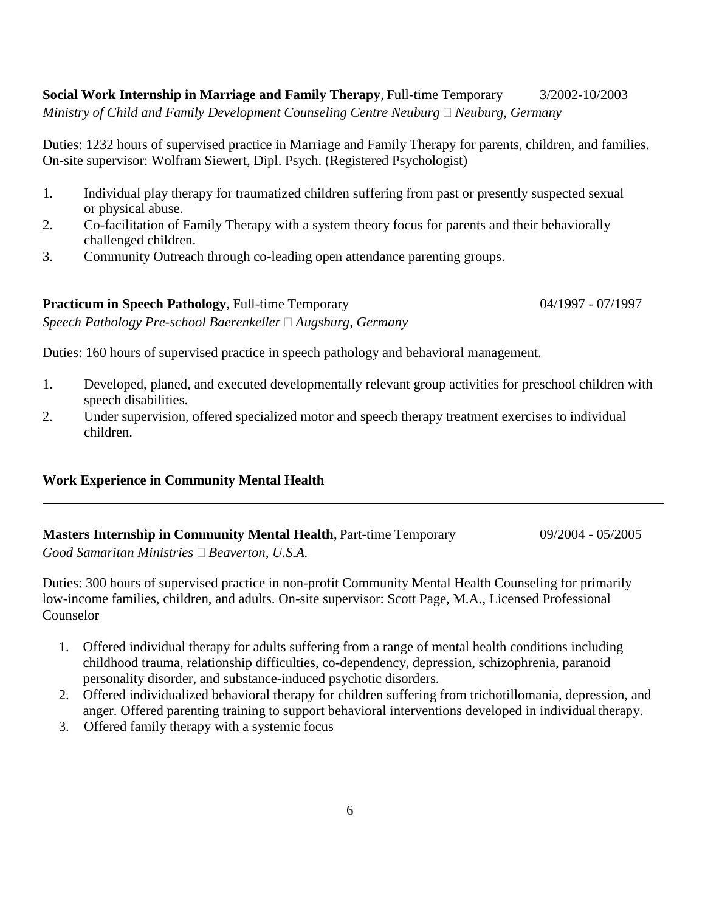**Social Work Internship in Marriage and Family Therapy**, Full-time Temporary 3/2002-10/2003
*Ministry of Child and Family Development Counseling Centre Neuburg  Neuburg, Germany*

Duties: 1232 hours of supervised practice in Marriage and Family Therapy for parents, children, and families. On-site supervisor: Wolfram Siewert, Dipl. Psych. (Registered Psychologist)

1. Individual play therapy for traumatized children suffering from past or presently suspected sexual or physical abuse.
2. Co-facilitation of Family Therapy with a system theory focus for parents and their behaviorally challenged children.
3. Community Outreach through co-leading open attendance parenting groups.

**Practicum in Speech Pathology**, Full-time Temporary 04/1997 - 07/1997
*Speech Pathology Pre-school Baerenkeller  Augsburg, Germany*

Duties: 160 hours of supervised practice in speech pathology and behavioral management.

1. Developed, planed, and executed developmentally relevant group activities for preschool children with speech disabilities.
2. Under supervision, offered specialized motor and speech therapy treatment exercises to individual children.

## Work Experience in Community Mental Health

---

**Masters Internship in Community Mental Health**, Part-time Temporary 09/2004 - 05/2005
*Good Samaritan Ministries  Beaverton, U.S.A.*

Duties: 300 hours of supervised practice in non-profit Community Mental Health Counseling for primarily low-income families, children, and adults. On-site supervisor: Scott Page, M.A., Licensed Professional Counselor

1. Offered individual therapy for adults suffering from a range of mental health conditions including childhood trauma, relationship difficulties, co-dependency, depression, schizophrenia, paranoid personality disorder, and substance-induced psychotic disorders.
2. Offered individualized behavioral therapy for children suffering from trichotillomania, depression, and anger. Offered parenting training to support behavioral interventions developed in individual therapy.
3. Offered family therapy with a systemic focus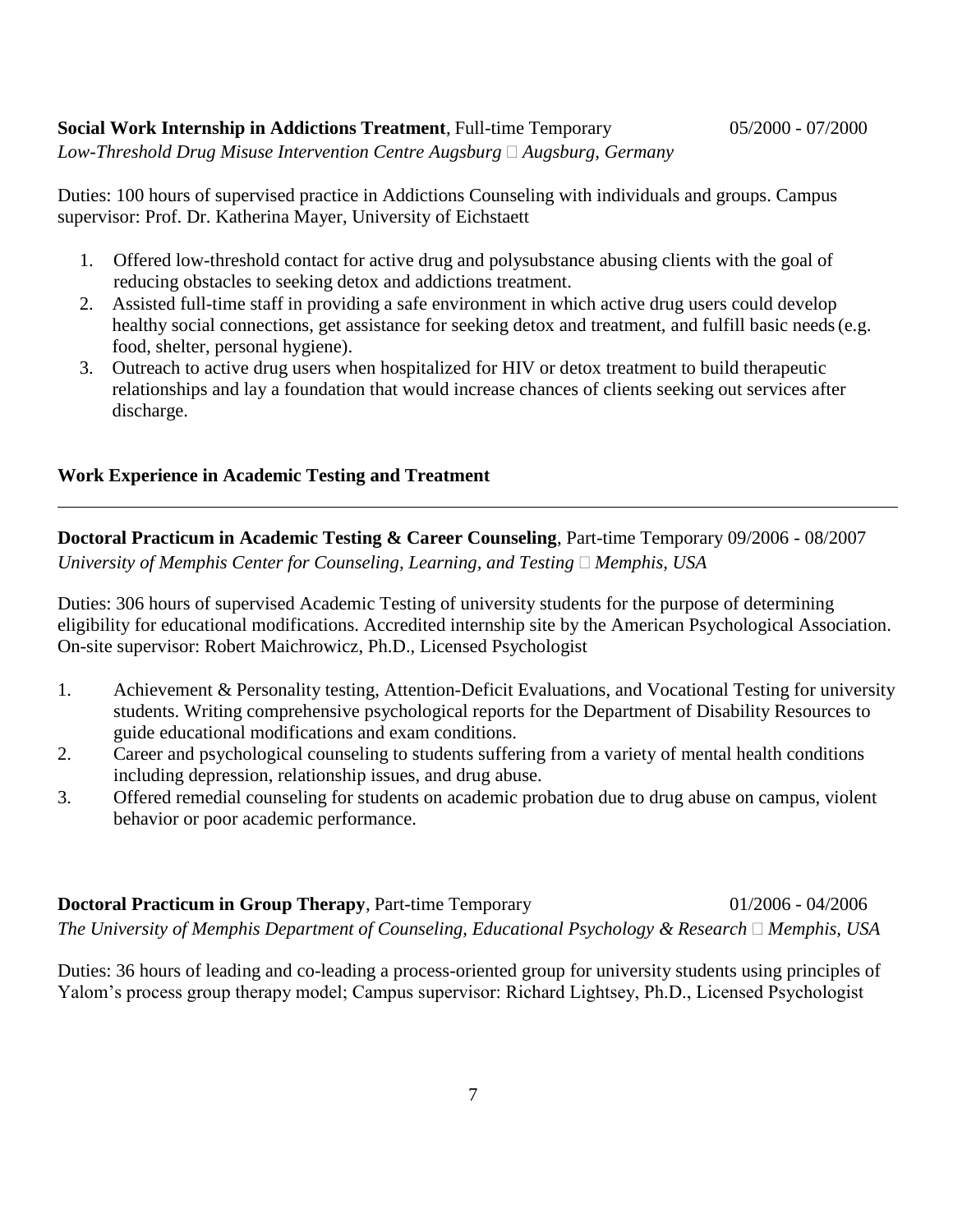**Social Work Internship in Addictions Treatment**, Full-time Temporary 05/2000 - 07/2000
*Low-Threshold Drug Misuse Intervention Centre Augsburg  Augsburg, Germany*

Duties: 100 hours of supervised practice in Addictions Counseling with individuals and groups. Campus supervisor: Prof. Dr. Katherina Mayer, University of Eichstaett

1. Offered low-threshold contact for active drug and polysubstance abusing clients with the goal of reducing obstacles to seeking detox and addictions treatment.
2. Assisted full-time staff in providing a safe environment in which active drug users could develop healthy social connections, get assistance for seeking detox and treatment, and fulfill basic needs (e.g. food, shelter, personal hygiene).
3. Outreach to active drug users when hospitalized for HIV or detox treatment to build therapeutic relationships and lay a foundation that would increase chances of clients seeking out services after discharge.

## Work Experience in Academic Testing and Treatment

**Doctoral Practicum in Academic Testing & Career Counseling**, Part-time Temporary 09/2006 - 08/2007
*University of Memphis Center for Counseling, Learning, and Testing  Memphis, USA*

Duties: 306 hours of supervised Academic Testing of university students for the purpose of determining eligibility for educational modifications. Accredited internship site by the American Psychological Association. On-site supervisor: Robert Maichrowicz, Ph.D., Licensed Psychologist

1. Achievement & Personality testing, Attention-Deficit Evaluations, and Vocational Testing for university students. Writing comprehensive psychological reports for the Department of Disability Resources to guide educational modifications and exam conditions.
2. Career and psychological counseling to students suffering from a variety of mental health conditions including depression, relationship issues, and drug abuse.
3. Offered remedial counseling for students on academic probation due to drug abuse on campus, violent behavior or poor academic performance.

**Doctoral Practicum in Group Therapy**, Part-time Temporary 01/2006 - 04/2006
*The University of Memphis Department of Counseling, Educational Psychology & Research  Memphis, USA*

Duties: 36 hours of leading and co-leading a process-oriented group for university students using principles of Yalom's process group therapy model; Campus supervisor: Richard Lightsey, Ph.D., Licensed Psychologist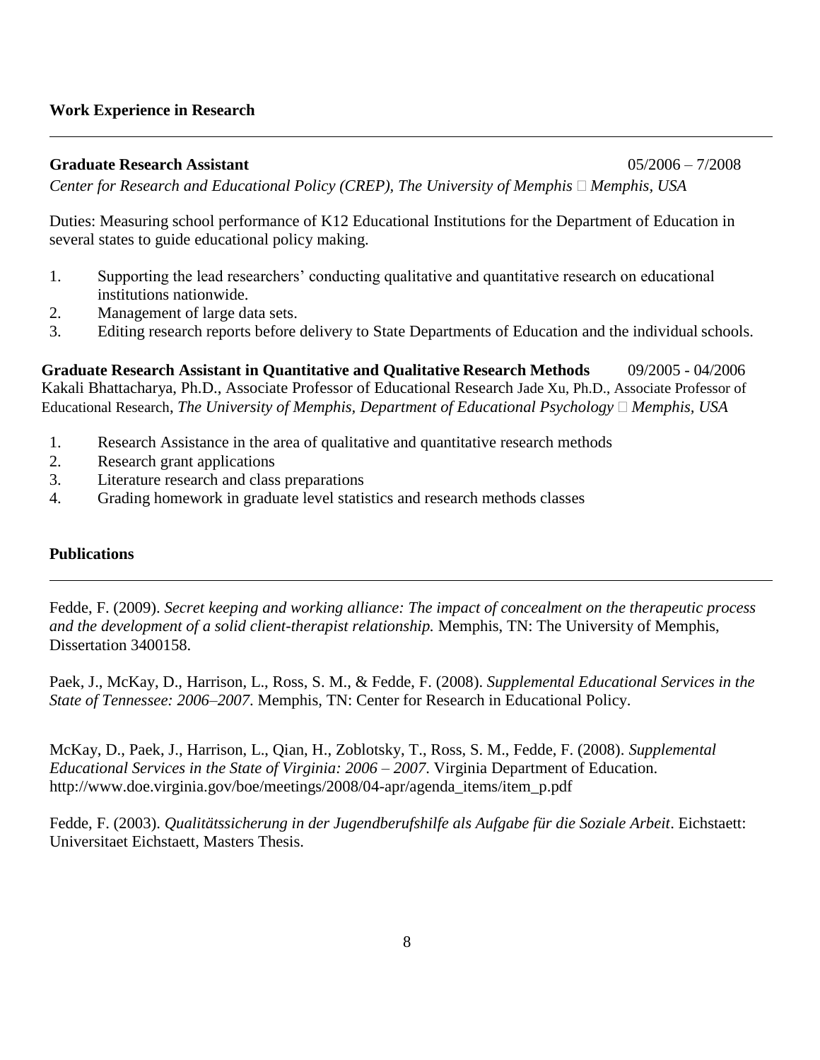## Work Experience in Research

---

**Graduate Research Assistant** 05/2006 – 7/2008

*Center for Research and Educational Policy (CREP), The University of Memphis  Memphis, USA*

Duties: Measuring school performance of K12 Educational Institutions for the Department of Education in several states to guide educational policy making.

1. Supporting the lead researchers' conducting qualitative and quantitative research on educational institutions nationwide.
2. Management of large data sets.
3. Editing research reports before delivery to State Departments of Education and the individual schools.

**Graduate Research Assistant in Quantitative and Qualitative Research Methods** 09/2005 - 04/2006

Kakali Bhattacharya, Ph.D., Associate Professor of Educational Research Jade Xu, Ph.D., Associate Professor of Educational Research, *The University of Memphis, Department of Educational Psychology  Memphis, USA*

1. Research Assistance in the area of qualitative and quantitative research methods
2. Research grant applications
3. Literature research and class preparations
4. Grading homework in graduate level statistics and research methods classes

## Publications

---

Fedde, F. (2009). *Secret keeping and working alliance: The impact of concealment on the therapeutic process and the development of a solid client-therapist relationship.* Memphis, TN: The University of Memphis, Dissertation 3400158.

Paek, J., McKay, D., Harrison, L., Ross, S. M., & Fedde, F. (2008). *Supplemental Educational Services in the State of Tennessee: 2006–2007*. Memphis, TN: Center for Research in Educational Policy.

McKay, D., Paek, J., Harrison, L., Qian, H., Zoblotsky, T., Ross, S. M., Fedde, F. (2008). *Supplemental Educational Services in the State of Virginia: 2006 – 2007.* Virginia Department of Education. http://www.doe.virginia.gov/boe/meetings/2008/04-apr/agenda_items/item_p.pdf

Fedde, F. (2003). *Qualitätssicherung in der Jugendberufshilfe als Aufgabe für die Soziale Arbeit*. Eichstaett: Universitaet Eichstaett, Masters Thesis.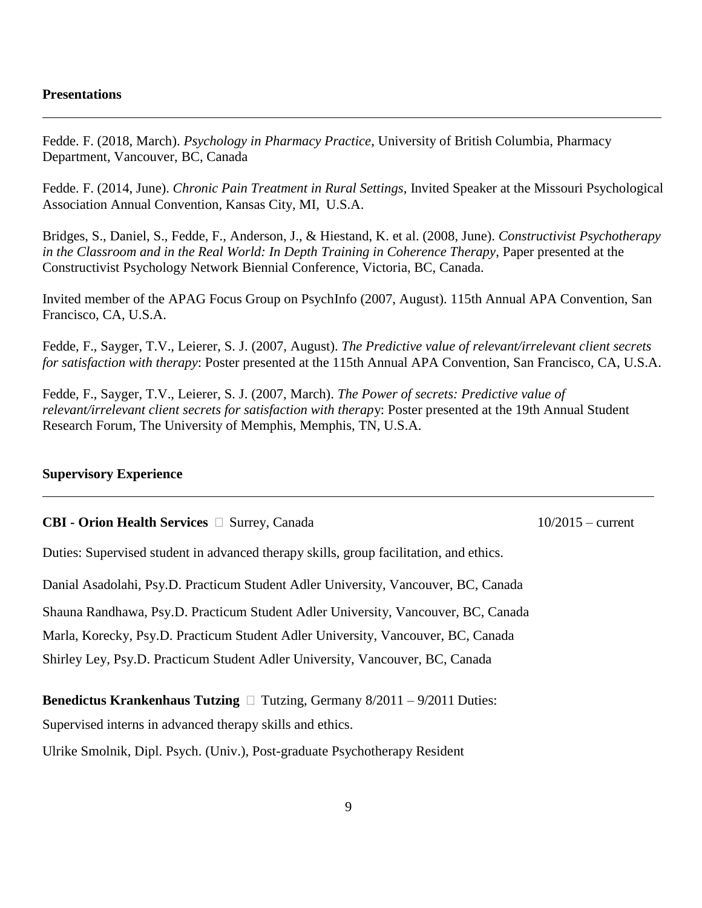## Presentations

---

Fedde. F. (2018, March). *Psychology in Pharmacy Practice*, University of British Columbia, Pharmacy Department, Vancouver, BC, Canada

Fedde. F. (2014, June). *Chronic Pain Treatment in Rural Settings*, Invited Speaker at the Missouri Psychological Association Annual Convention, Kansas City, MI, U.S.A.

Bridges, S., Daniel, S., Fedde, F., Anderson, J., & Hiestand, K. et al. (2008, June). *Constructivist Psychotherapy in the Classroom and in the Real World: In Depth Training in Coherence Therapy*, Paper presented at the Constructivist Psychology Network Biennial Conference, Victoria, BC, Canada.

Invited member of the APAG Focus Group on PsychInfo (2007, August). 115th Annual APA Convention, San Francisco, CA, U.S.A.

Fedde, F., Sayger, T.V., Leierer, S. J. (2007, August). *The Predictive value of relevant/irrelevant client secrets for satisfaction with therapy*: Poster presented at the 115th Annual APA Convention, San Francisco, CA, U.S.A.

Fedde, F., Sayger, T.V., Leierer, S. J. (2007, March). *The Power of secrets: Predictive value of relevant/irrelevant client secrets for satisfaction with therap*y: Poster presented at the 19th Annual Student Research Forum, The University of Memphis, Memphis, TN, U.S.A.

## Supervisory Experience

---

**CBI - Orion Health Services**  Surrey, Canada 10/2015 – current

Duties: Supervised student in advanced therapy skills, group facilitation, and ethics.

Danial Asadolahi, Psy.D. Practicum Student Adler University, Vancouver, BC, Canada

Shauna Randhawa, Psy.D. Practicum Student Adler University, Vancouver, BC, Canada

Marla, Korecky, Psy.D. Practicum Student Adler University, Vancouver, BC, Canada

Shirley Ley, Psy.D. Practicum Student Adler University, Vancouver, BC, Canada

**Benedictus Krankenhaus Tutzing**  Tutzing, Germany 8/2011 – 9/2011 Duties:

Supervised interns in advanced therapy skills and ethics.

Ulrike Smolnik, Dipl. Psych. (Univ.), Post-graduate Psychotherapy Resident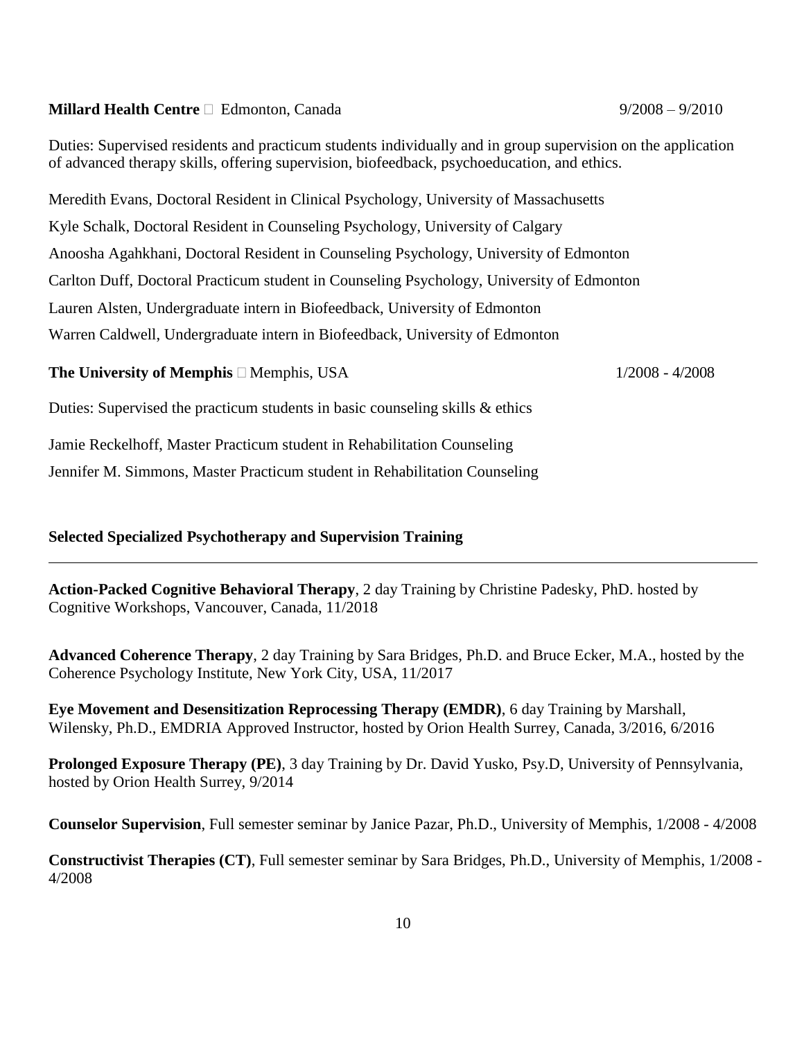**Millard Health Centre** Edmonton, Canada 9/2008 – 9/2010

Duties: Supervised residents and practicum students individually and in group supervision on the application of advanced therapy skills, offering supervision, biofeedback, psychoeducation, and ethics.

Meredith Evans, Doctoral Resident in Clinical Psychology, University of Massachusetts

Kyle Schalk, Doctoral Resident in Counseling Psychology, University of Calgary

Anoosha Agahkhani, Doctoral Resident in Counseling Psychology, University of Edmonton

Carlton Duff, Doctoral Practicum student in Counseling Psychology, University of Edmonton

Lauren Alsten, Undergraduate intern in Biofeedback, University of Edmonton

Warren Caldwell, Undergraduate intern in Biofeedback, University of Edmonton

**The University of Memphis** Memphis, USA 1/2008 - 4/2008

Duties: Supervised the practicum students in basic counseling skills & ethics

Jamie Reckelhoff, Master Practicum student in Rehabilitation Counseling

Jennifer M. Simmons, Master Practicum student in Rehabilitation Counseling

## Selected Specialized Psychotherapy and Supervision Training

---

**Action-Packed Cognitive Behavioral Therapy**, 2 day Training by Christine Padesky, PhD. hosted by Cognitive Workshops, Vancouver, Canada, 11/2018

**Advanced Coherence Therapy**, 2 day Training by Sara Bridges, Ph.D. and Bruce Ecker, M.A., hosted by the Coherence Psychology Institute, New York City, USA, 11/2017

**Eye Movement and Desensitization Reprocessing Therapy (EMDR)**, 6 day Training by Marshall, Wilensky, Ph.D., EMDRIA Approved Instructor, hosted by Orion Health Surrey, Canada, 3/2016, 6/2016

**Prolonged Exposure Therapy (PE)**, 3 day Training by Dr. David Yusko, Psy.D, University of Pennsylvania, hosted by Orion Health Surrey, 9/2014

**Counselor Supervision**, Full semester seminar by Janice Pazar, Ph.D., University of Memphis, 1/2008 - 4/2008

**Constructivist Therapies (CT)**, Full semester seminar by Sara Bridges, Ph.D., University of Memphis, 1/2008 - 4/2008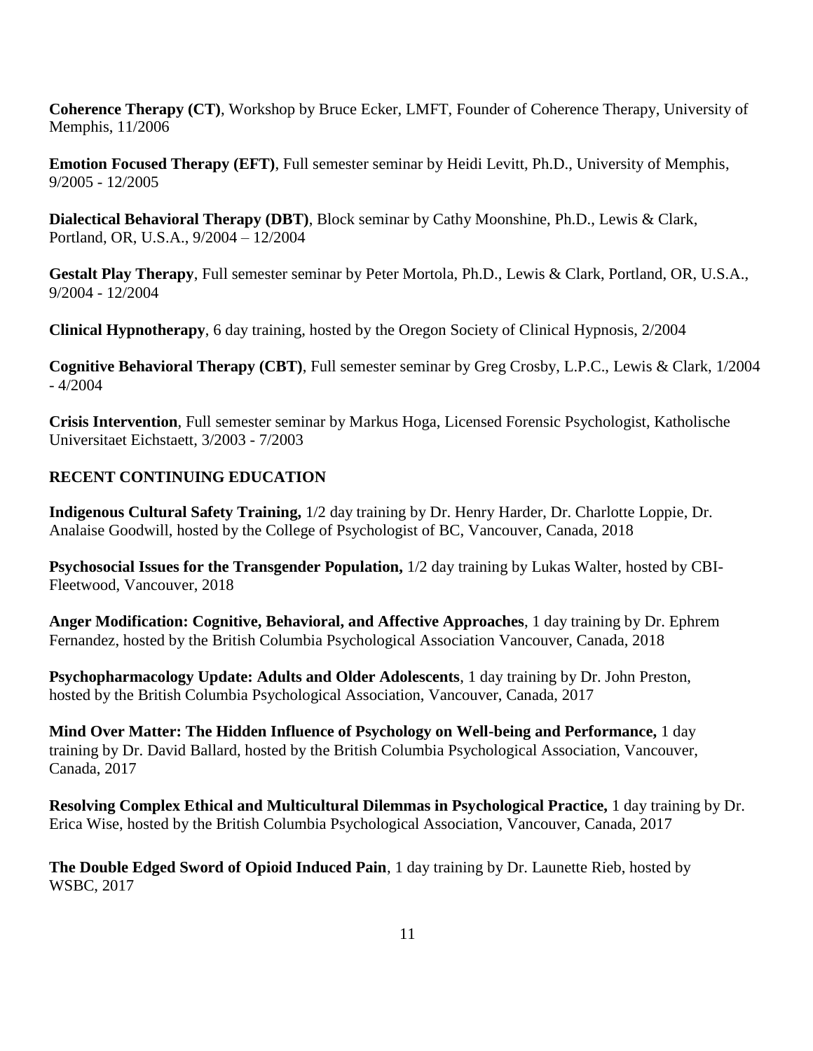**Coherence Therapy (CT)**, Workshop by Bruce Ecker, LMFT, Founder of Coherence Therapy, University of Memphis, 11/2006

**Emotion Focused Therapy (EFT)**, Full semester seminar by Heidi Levitt, Ph.D., University of Memphis, 9/2005 - 12/2005

**Dialectical Behavioral Therapy (DBT)**, Block seminar by Cathy Moonshine, Ph.D., Lewis & Clark, Portland, OR, U.S.A., 9/2004 – 12/2004

**Gestalt Play Therapy**, Full semester seminar by Peter Mortola, Ph.D., Lewis & Clark, Portland, OR, U.S.A., 9/2004 - 12/2004

**Clinical Hypnotherapy**, 6 day training, hosted by the Oregon Society of Clinical Hypnosis, 2/2004

**Cognitive Behavioral Therapy (CBT)**, Full semester seminar by Greg Crosby, L.P.C., Lewis & Clark, 1/2004 - 4/2004

**Crisis Intervention**, Full semester seminar by Markus Hoga, Licensed Forensic Psychologist, Katholische Universitaet Eichstaett, 3/2003 - 7/2003

## RECENT CONTINUING EDUCATION

**Indigenous Cultural Safety Training,** 1/2 day training by Dr. Henry Harder, Dr. Charlotte Loppie, Dr. Analaise Goodwill, hosted by the College of Psychologist of BC, Vancouver, Canada, 2018

**Psychosocial Issues for the Transgender Population,** 1/2 day training by Lukas Walter, hosted by CBI-Fleetwood, Vancouver, 2018

**Anger Modification: Cognitive, Behavioral, and Affective Approaches**, 1 day training by Dr. Ephrem Fernandez, hosted by the British Columbia Psychological Association Vancouver, Canada, 2018

**Psychopharmacology Update: Adults and Older Adolescents**, 1 day training by Dr. John Preston, hosted by the British Columbia Psychological Association, Vancouver, Canada, 2017

**Mind Over Matter: The Hidden Influence of Psychology on Well-being and Performance,** 1 day training by Dr. David Ballard, hosted by the British Columbia Psychological Association, Vancouver, Canada, 2017

**Resolving Complex Ethical and Multicultural Dilemmas in Psychological Practice,** 1 day training by Dr. Erica Wise, hosted by the British Columbia Psychological Association, Vancouver, Canada, 2017

**The Double Edged Sword of Opioid Induced Pain**, 1 day training by Dr. Launette Rieb, hosted by WSBC, 2017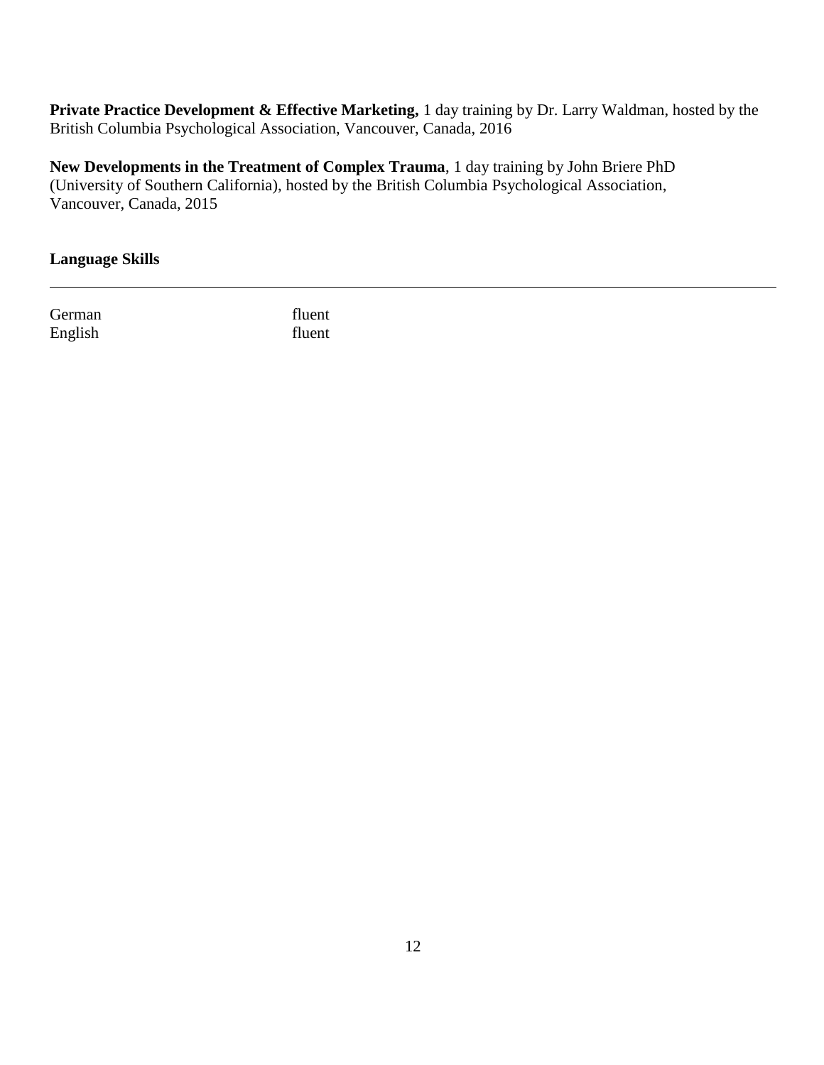**Private Practice Development & Effective Marketing,** 1 day training by Dr. Larry Waldman, hosted by the British Columbia Psychological Association, Vancouver, Canada, 2016

**New Developments in the Treatment of Complex Trauma**, 1 day training by John Briere PhD (University of Southern California), hosted by the British Columbia Psychological Association, Vancouver, Canada, 2015

## Language Skills

| | |
|---|---|
| German | fluent |
| English | fluent |